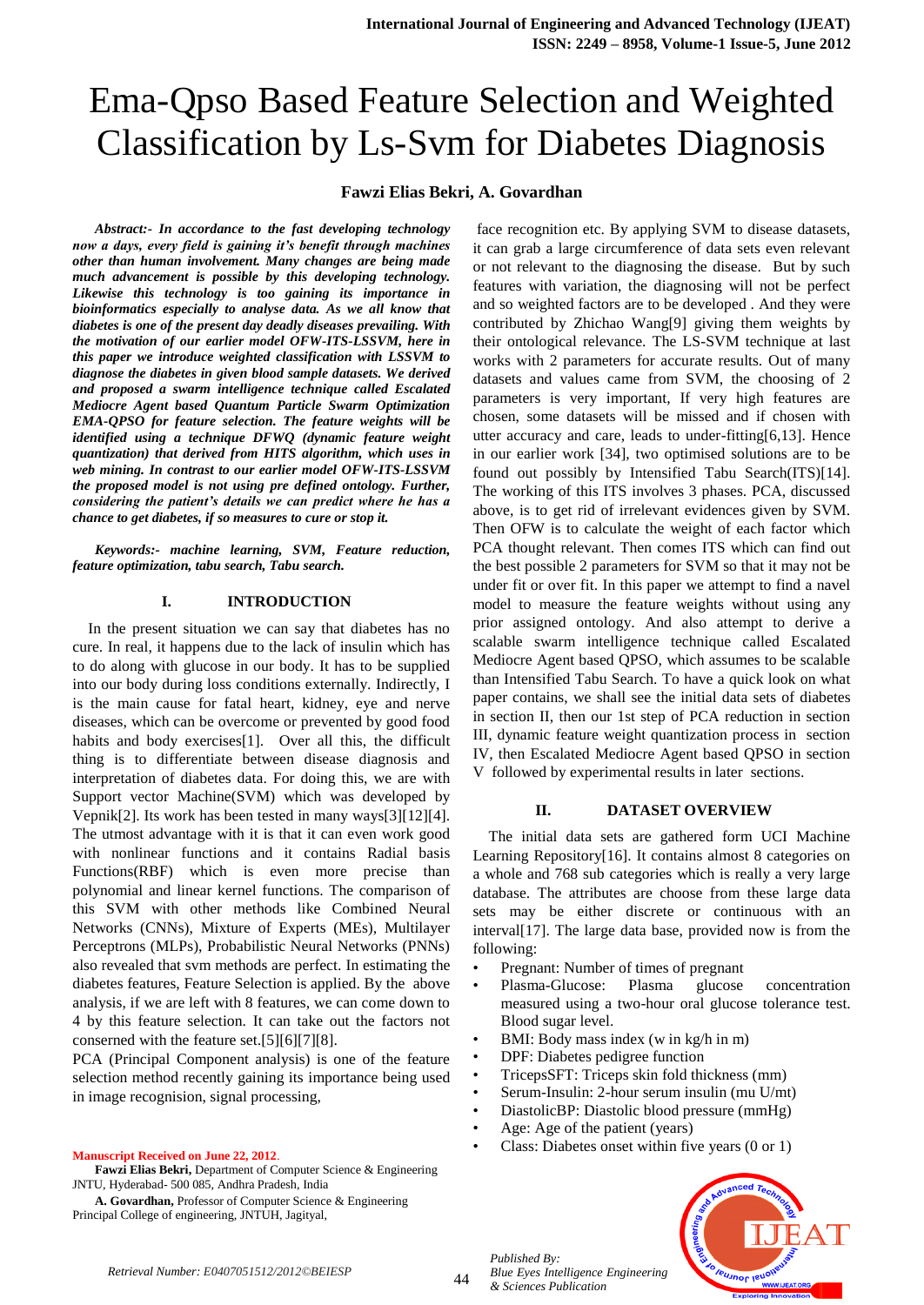# Ema-Qpso Based Feature Selection and Weighted Classification by Ls-Svm for Diabetes Diagnosis

**Fawzi Elias Bekri, A. Govardhan**

***Abstract:- In accordance to the fast developing technology now a days, every field is gaining it's benefit through machines other than human involvement. Many changes are being made much advancement is possible by this developing technology. Likewise this technology is too gaining its importance in bioinformatics especially to analyse data. As we all know that diabetes is one of the present day deadly diseases prevailing. With the motivation of our earlier model OFW-ITS-LSSVM, here in this paper we introduce weighted classification with LSSVM to diagnose the diabetes in given blood sample datasets. We derived and proposed a swarm intelligence technique called Escalated Mediocre Agent based Quantum Particle Swarm Optimization EMA-QPSO for feature selection. The feature weights will be identified using a technique DFWQ (dynamic feature weight quantization) that derived from HITS algorithm, which uses in web mining. In contrast to our earlier model OFW-ITS-LSSVM the proposed model is not using pre defined ontology. Further, considering the patient's details we can predict where he has a chance to get diabetes, if so measures to cure or stop it.***

***Keywords:- machine learning, SVM, Feature reduction, feature optimization, tabu search, Tabu search.***

## I. INTRODUCTION

In the present situation we can say that diabetes has no cure. In real, it happens due to the lack of insulin which has to do along with glucose in our body. It has to be supplied into our body during loss conditions externally. Indirectly, I is the main cause for fatal heart, kidney, eye and nerve diseases, which can be overcome or prevented by good food habits and body exercises[1]. Over all this, the difficult thing is to differentiate between disease diagnosis and interpretation of diabetes data. For doing this, we are with Support vector Machine(SVM) which was developed by Vepnik[2]. Its work has been tested in many ways[3][12][4]. The utmost advantage with it is that it can even work good with nonlinear functions and it contains Radial basis Functions(RBF) which is even more precise than polynomial and linear kernel functions. The comparison of this SVM with other methods like Combined Neural Networks (CNNs), Mixture of Experts (MEs), Multilayer Perceptrons (MLPs), Probabilistic Neural Networks (PNNs) also revealed that svm methods are perfect. In estimating the diabetes features, Feature Selection is applied. By the above analysis, if we are left with 8 features, we can come down to 4 by this feature selection. It can take out the factors not conserned with the feature set.[5][6][7][8].

PCA (Principal Component analysis) is one of the feature selection method recently gaining its importance being used in image recognision, signal processing, face recognition etc. By applying SVM to disease datasets, it can grab a large circumference of data sets even relevant or not relevant to the diagnosing the disease. But by such features with variation, the diagnosing will not be perfect and so weighted factors are to be developed . And they were contributed by Zhichao Wang[9] giving them weights by their ontological relevance. The LS-SVM technique at last works with 2 parameters for accurate results. Out of many datasets and values came from SVM, the choosing of 2 parameters is very important, If very high features are chosen, some datasets will be missed and if chosen with utter accuracy and care, leads to under-fitting[6,13]. Hence in our earlier work [34], two optimised solutions are to be found out possibly by Intensified Tabu Search(ITS)[14]. The working of this ITS involves 3 phases. PCA, discussed above, is to get rid of irrelevant evidences given by SVM. Then OFW is to calculate the weight of each factor which PCA thought relevant. Then comes ITS which can find out the best possible 2 parameters for SVM so that it may not be under fit or over fit. In this paper we attempt to find a navel model to measure the feature weights without using any prior assigned ontology. And also attempt to derive a scalable swarm intelligence technique called Escalated Mediocre Agent based QPSO, which assumes to be scalable than Intensified Tabu Search. To have a quick look on what paper contains, we shall see the initial data sets of diabetes in section II, then our 1st step of PCA reduction in section III, dynamic feature weight quantization process in section IV, then Escalated Mediocre Agent based QPSO in section V followed by experimental results in later sections.

## II. DATASET OVERVIEW

The initial data sets are gathered form UCI Machine Learning Repository[16]. It contains almost 8 categories on a whole and 768 sub categories which is really a very large database. The attributes are choose from these large data sets may be either discrete or continuous with an interval[17]. The large data base, provided now is from the following:

- Pregnant: Number of times of pregnant
- Plasma-Glucose: Plasma glucose concentration measured using a two-hour oral glucose tolerance test. Blood sugar level.
- BMI: Body mass index (w in kg/h in m)
- DPF: Diabetes pedigree function
- TricepsSFT: Triceps skin fold thickness (mm)
- Serum-Insulin: 2-hour serum insulin (mu U/mt)
- DiastolicBP: Diastolic blood pressure (mmHg)
- Age: Age of the patient (years)
- Class: Diabetes onset within five years (0 or 1)

Manuscript Received on June 22, 2012.

**Fawzi Elias Bekri,** Department of Computer Science & Engineering JNTU, Hyderabad- 500 085, Andhra Pradesh, India

**A. Govardhan,** Professor of Computer Science & Engineering Principal College of engineering, JNTUH, Jagityal,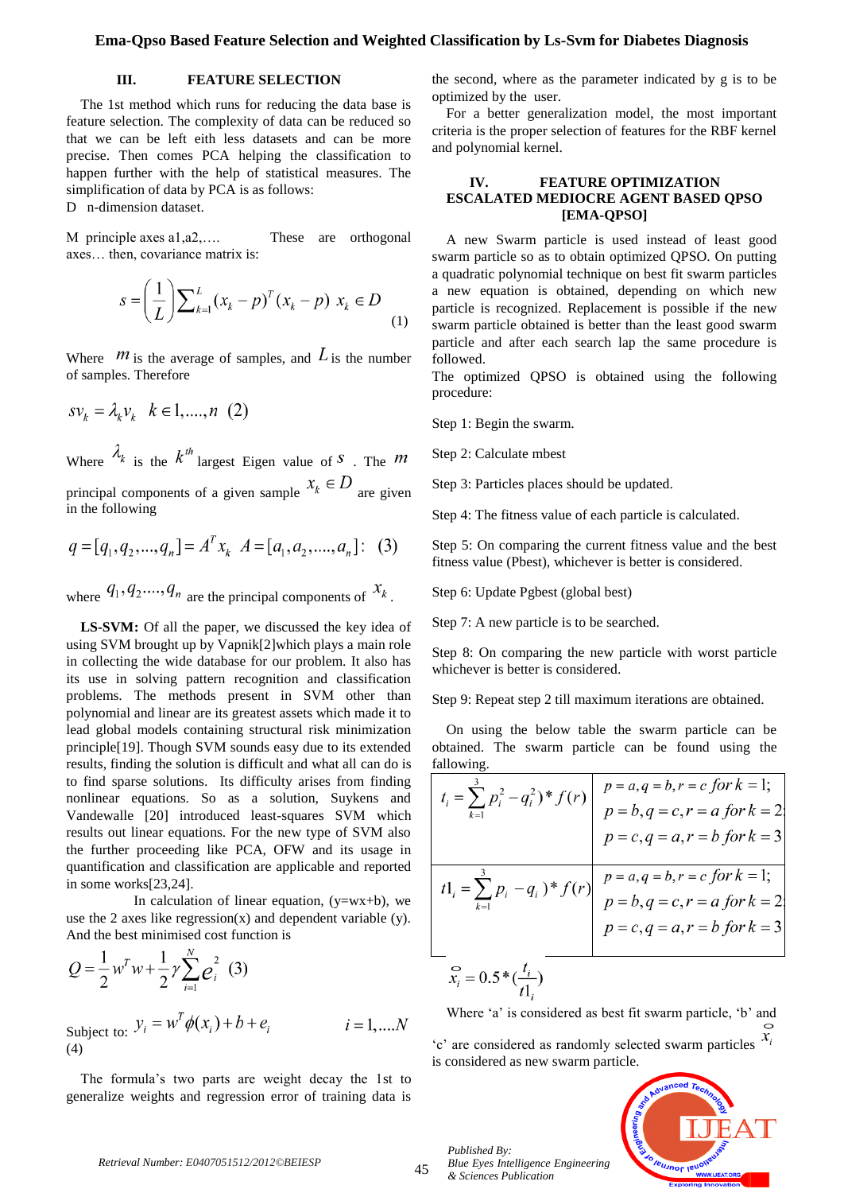## III. FEATURE SELECTION

The 1st method which runs for reducing the data base is feature selection. The complexity of data can be reduced so that we can be left eith less datasets and can be more precise. Then comes PCA helping the classification to happen further with the help of statistical measures. The simplification of data by PCA is as follows:

D n-dimension dataset.

M principle axes a1,a2,…. These are orthogonal axes… then, covariance matrix is:

$$s = \left(\frac{1}{L}\right)\sum_{k=1}^{L}(x_k - p)^T(x_k - p) \; x_k \in D \quad (1)$$

Where $m$ is the average of samples, and $L$ is the number of samples. Therefore

$$sv_k = \lambda_k v_k \quad k \in 1,....,n \quad (2)$$

Where $\lambda_k$ is the $k^{th}$ largest Eigen value of $s$. The $m$ principal components of a given sample $x_k \in D$ are given in the following

$$q = [q_1, q_2, ..., q_n] = A^T x_k \quad A = [a_1, a_2, ...., a_n]: \quad (3)$$

where $q_1, q_2, ...., q_n$ are the principal components of $x_k$.

**LS-SVM:** Of all the paper, we discussed the key idea of using SVM brought up by Vapnik[2]which plays a main role in collecting the wide database for our problem. It also has its use in solving pattern recognition and classification problems. The methods present in SVM other than polynomial and linear are its greatest assets which made it to lead global models containing structural risk minimization principle[19]. Though SVM sounds easy due to its extended results, finding the solution is difficult and what all can do is to find sparse solutions. Its difficulty arises from finding nonlinear equations. So as a solution, Suykens and Vandewalle [20] introduced least-squares SVM which results out linear equations. For the new type of SVM also the further proceeding like PCA, OFW and its usage in quantification and classification are applicable and reported in some works[23,24].

In calculation of linear equation, (y=wx+b), we use the 2 axes like regression(x) and dependent variable (y). And the best minimised cost function is

$$Q = \frac{1}{2}w^T w + \frac{1}{2}\gamma \sum_{i=1}^{N} e_i^2 \quad (3)$$

Subject to: $y_i = w^T \phi(x_i) + b + e_i \qquad i = 1,....N$ (4)

The formula's two parts are weight decay the 1st to generalize weights and regression error of training data is the second, where as the parameter indicated by g is to be optimized by the user.

For a better generalization model, the most important criteria is the proper selection of features for the RBF kernel and polynomial kernel.

## IV. FEATURE OPTIMIZATION ESCALATED MEDIOCRE AGENT BASED QPSO [EMA-QPSO]

A new Swarm particle is used instead of least good swarm particle so as to obtain optimized QPSO. On putting a quadratic polynomial technique on best fit swarm particles a new equation is obtained, depending on which new particle is recognized. Replacement is possible if the new swarm particle obtained is better than the least good swarm particle and after each search lap the same procedure is followed.

The optimized QPSO is obtained using the following procedure:

Step 1: Begin the swarm.

Step 2: Calculate mbest

Step 3: Particles places should be updated.

Step 4: The fitness value of each particle is calculated.

Step 5: On comparing the current fitness value and the best fitness value (Pbest), whichever is better is considered.

Step 6: Update Pgbest (global best)

Step 7: A new particle is to be searched.

Step 8: On comparing the new particle with worst particle whichever is better is considered.

Step 9: Repeat step 2 till maximum iterations are obtained.

On using the below table the swarm particle can be obtained. The swarm particle can be found using the fallowing.

| | |
|---|---|
| $t_i = \sum_{k=1}^{3} p_i^2 - q_i^2) * f(r)$ | $p = a, q = b, r = c \; for \; k = 1;$ <br> $p = b, q = c, r = a \; for \; k = 2;$ <br> $p = c, q = a, r = b \; for \; k = 3$ |
| $t1_i = \sum_{k=1}^{3} p_i - q_i) * f(r)$ | $p = a, q = b, r = c \; for \; k = 1;$ <br> $p = b, q = c, r = a \; for \; k = 2;$ <br> $p = c, q = a, r = b \; for \; k = 3$ |

$$\mathring{x}_i = 0.5 * (\frac{t_i}{t1_i})$$

Where 'a' is considered as best fit swarm particle, 'b' and 'c' are considered as randomly selected swarm particles $\mathring{x}_i$ is considered as new swarm particle.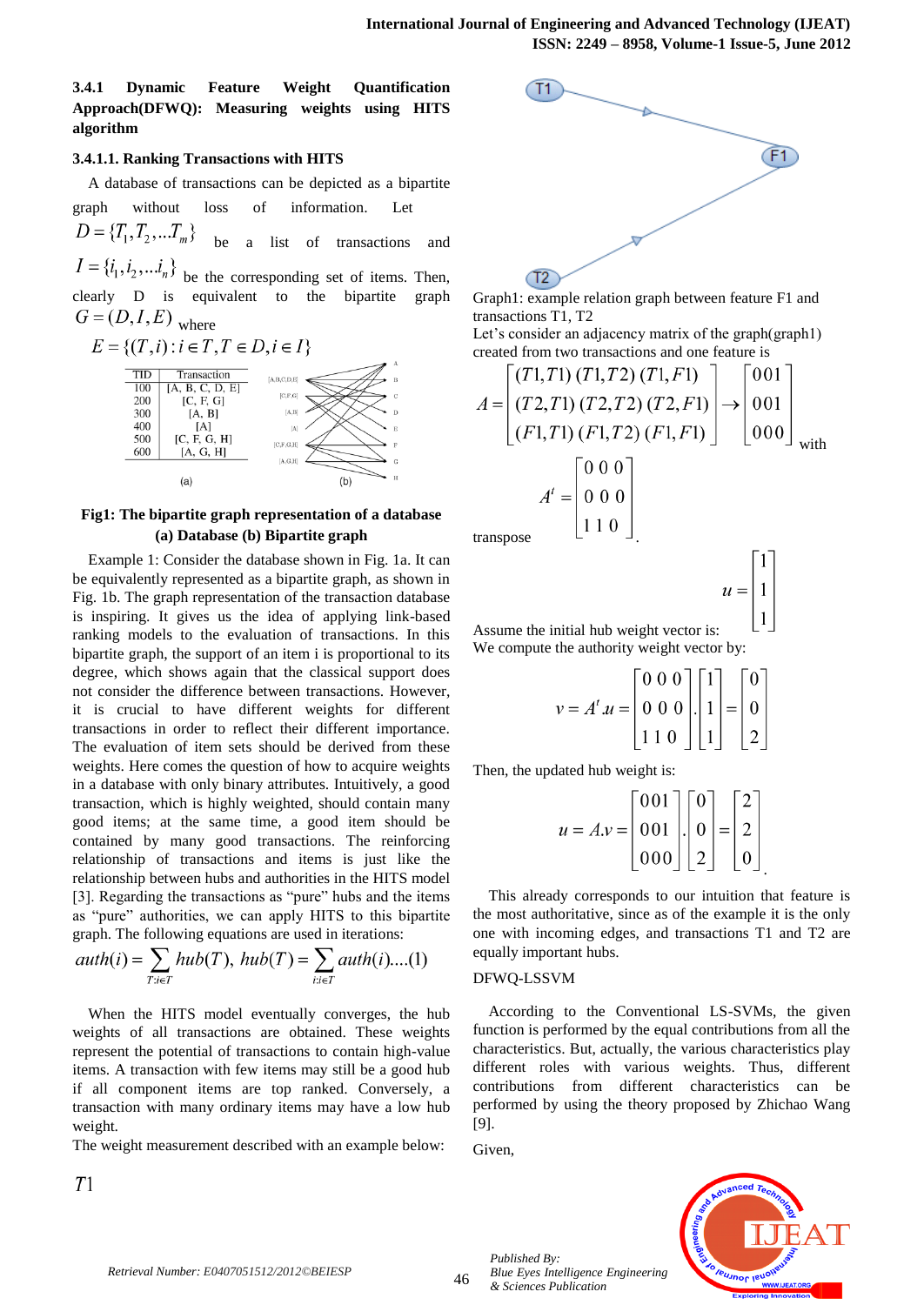### 3.4.1 Dynamic Feature Weight Quantification Approach(DFWQ): Measuring weights using HITS algorithm

#### 3.4.1.1. Ranking Transactions with HITS

A database of transactions can be depicted as a bipartite graph without loss of information. Let $D = \{T_1, T_2, ... T_m\}$ be a list of transactions and $I = \{i_1, i_2, ... i_n\}$ be the corresponding set of items. Then, clearly D is equivalent to the bipartite graph $G = (D, I, E)$ where

$$E = \{(T, i) : i \in T, T \in D, i \in I\}$$

| TID | Transaction |
|---|---|
| 100 | [A, B, C, D, E] |
| 200 | [C, F, G] |
| 300 | [A, B] |
| 400 | [A] |
| 500 | [C, F, G, H] |
| 600 | [A, G, H] |

(a) (b)

**Fig1: The bipartite graph representation of a database (a) Database (b) Bipartite graph**

Example 1: Consider the database shown in Fig. 1a. It can be equivalently represented as a bipartite graph, as shown in Fig. 1b. The graph representation of the transaction database is inspiring. It gives us the idea of applying link-based ranking models to the evaluation of transactions. In this bipartite graph, the support of an item i is proportional to its degree, which shows again that the classical support does not consider the difference between transactions. However, it is crucial to have different weights for different transactions in order to reflect their different importance. The evaluation of item sets should be derived from these weights. Here comes the question of how to acquire weights in a database with only binary attributes. Intuitively, a good transaction, which is highly weighted, should contain many good items; at the same time, a good item should be contained by many good transactions. The reinforcing relationship of transactions and items is just like the relationship between hubs and authorities in the HITS model [3]. Regarding the transactions as "pure" hubs and the items as "pure" authorities, we can apply HITS to this bipartite graph. The following equations are used in iterations:

$$auth(i) = \sum_{T:i \in T} hub(T), \; hub(T) = \sum_{i:i \in T} auth(i) ....(1)$$

When the HITS model eventually converges, the hub weights of all transactions are obtained. These weights represent the potential of transactions to contain high-value items. A transaction with few items may still be a good hub if all component items are top ranked. Conversely, a transaction with many ordinary items may have a low hub weight.

The weight measurement described with an example below:

$T1$

Graph1: example relation graph between feature F1 and transactions T1, T2

Let's consider an adjacency matrix of the graph(graph1) created from two transactions and one feature is

$$A = \begin{bmatrix} (T1,T1) & (T1,T2) & (T1,F1) \\ (T2,T1) & (T2,T2) & (T2,F1) \\ (F1,T1) & (F1,T2) & (F1,F1) \end{bmatrix} \rightarrow \begin{bmatrix} 001 \\ 001 \\ 000 \end{bmatrix}$$ with

transpose $$A^t = \begin{bmatrix} 0\;0\;0 \\ 0\;0\;0 \\ 1\;1\;0 \end{bmatrix}.$$

Assume the initial hub weight vector is: $$u = \begin{bmatrix} 1 \\ 1 \\ 1 \end{bmatrix}$$

We compute the authority weight vector by:

$$v = A^t.u = \begin{bmatrix} 0\;0\;0 \\ 0\;0\;0 \\ 1\;1\;0 \end{bmatrix} . \begin{bmatrix} 1 \\ 1 \\ 1 \end{bmatrix} = \begin{bmatrix} 0 \\ 0 \\ 2 \end{bmatrix}$$

Then, the updated hub weight is:

$$u = A.v = \begin{bmatrix} 001 \\ 001 \\ 000 \end{bmatrix} . \begin{bmatrix} 0 \\ 0 \\ 2 \end{bmatrix} = \begin{bmatrix} 2 \\ 2 \\ 0 \end{bmatrix}.$$

This already corresponds to our intuition that feature is the most authoritative, since as of the example it is the only one with incoming edges, and transactions T1 and T2 are equally important hubs.

DFWQ-LSSVM

According to the Conventional LS-SVMs, the given function is performed by the equal contributions from all the characteristics. But, actually, the various characteristics play different roles with various weights. Thus, different contributions from different characteristics can be performed by using the theory proposed by Zhichao Wang [9].

Given,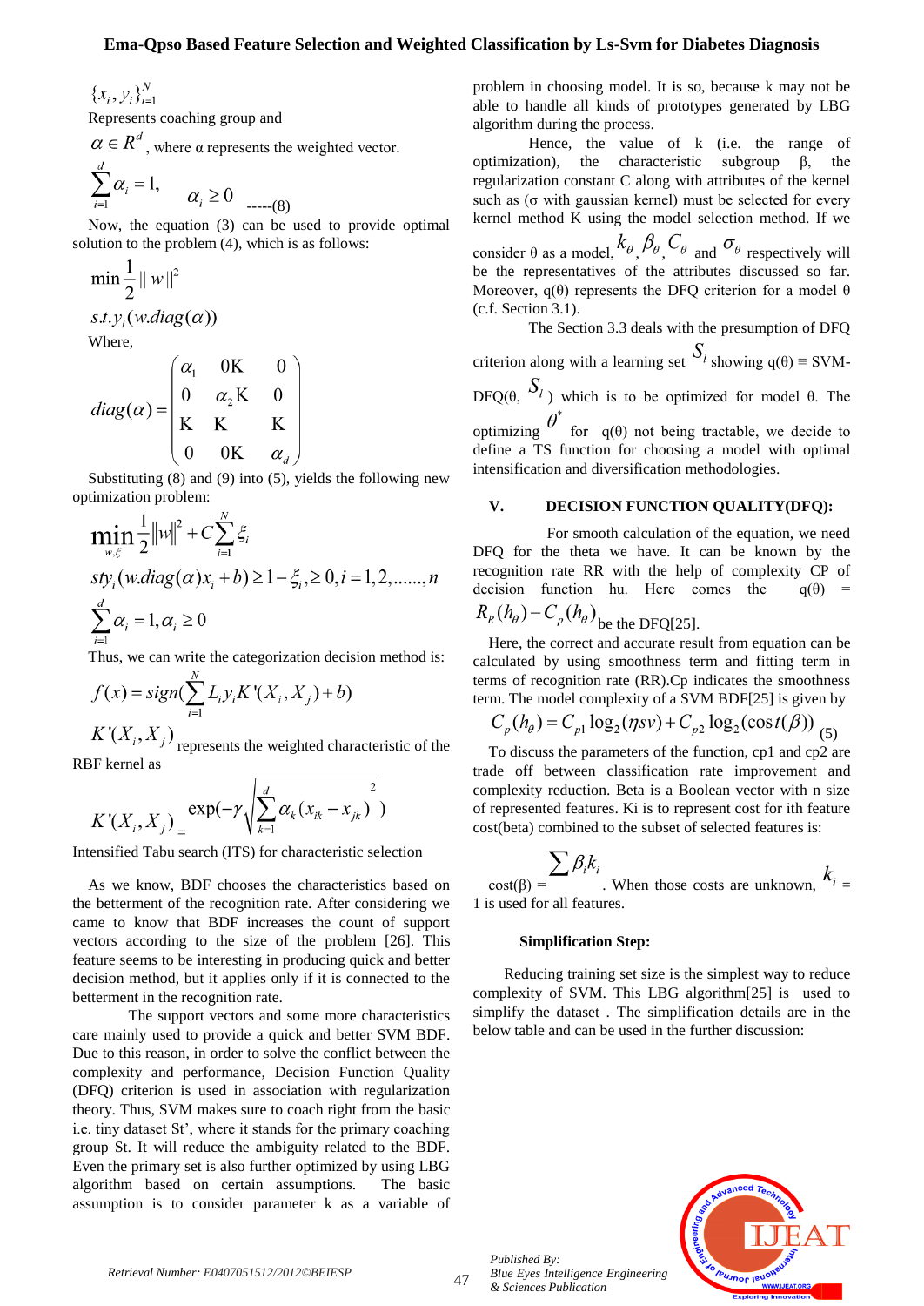$$\{x_i, y_i\}_{i=1}^{N}$$

Represents coaching group and

$\alpha \in R^d$, where α represents the weighted vector.

$$\sum_{i=1}^{d} \alpha_i = 1, \qquad \alpha_i \geq 0 \quad \text{-----(8)}$$

Now, the equation (3) can be used to provide optimal solution to the problem (4), which is as follows:

$$\min \frac{1}{2} \| w \|^2$$

$$s.t. y_i (w.diag(\alpha))$$

Where,

$$diag(\alpha) = \begin{pmatrix} \alpha_1 & 0K & 0 \\ 0 & \alpha_2 K & 0 \\ K & K & K \\ 0 & 0K & \alpha_d \end{pmatrix}$$

Substituting (8) and (9) into (5), yields the following new optimization problem:

$$\min_{w,\xi} \frac{1}{2} \|w\|^2 + C \sum_{i=1}^{N} \xi_i$$

$$sty_i (w.diag(\alpha) x_i + b) \geq 1 - \xi_i, \geq 0, i = 1, 2, ......, n$$

$$\sum_{i=1}^{d} \alpha_i = 1, \alpha_i \geq 0$$

Thus, we can write the categorization decision method is:

$$f(x) = sign(\sum_{i=1}^{N} L_i y_i K'(X_i, X_j) + b)$$

$K'(X_i, X_j)$ represents the weighted characteristic of the RBF kernel as

$$K'(X_i, X_j) = \exp(-\gamma \sqrt{\sum_{k=1}^{d} \alpha_k (x_{ik} - x_{jk})}^{\,2})$$

Intensified Tabu search (ITS) for characteristic selection

As we know, BDF chooses the characteristics based on the betterment of the recognition rate. After considering we came to know that BDF increases the count of support vectors according to the size of the problem [26]. This feature seems to be interesting in producing quick and better decision method, but it applies only if it is connected to the betterment in the recognition rate.

The support vectors and some more characteristics care mainly used to provide a quick and better SVM BDF. Due to this reason, in order to solve the conflict between the complexity and performance, Decision Function Quality (DFQ) criterion is used in association with regularization theory. Thus, SVM makes sure to coach right from the basic i.e. tiny dataset St', where it stands for the primary coaching group St. It will reduce the ambiguity related to the BDF. Even the primary set is also further optimized by using LBG algorithm based on certain assumptions. The basic assumption is to consider parameter k as a variable of problem in choosing model. It is so, because k may not be able to handle all kinds of prototypes generated by LBG algorithm during the process.

Hence, the value of k (i.e. the range of optimization), the characteristic subgroup β, the regularization constant C along with attributes of the kernel such as (σ with gaussian kernel) must be selected for every kernel method K using the model selection method. If we consider θ as a model, $k_\theta$, $\beta_\theta$, $C_\theta$ and $\sigma_\theta$ respectively will be the representatives of the attributes discussed so far. Moreover, q(θ) represents the DFQ criterion for a model θ (c.f. Section 3.1).

The Section 3.3 deals with the presumption of DFQ criterion along with a learning set $S_l$ showing q(θ) ≡ SVM-DFQ(θ, $S_l$) which is to be optimized for model θ. The optimizing $\theta^*$ for q(θ) not being tractable, we decide to define a TS function for choosing a model with optimal intensification and diversification methodologies.

## V. DECISION FUNCTION QUALITY(DFQ):

For smooth calculation of the equation, we need DFQ for the theta we have. It can be known by the recognition rate RR with the help of complexity CP of decision function hu. Here comes the q(θ) = $R_R(h_\theta) - C_p(h_\theta)$ be the DFQ[25].

Here, the correct and accurate result from equation can be calculated by using smoothness term and fitting term in terms of recognition rate (RR).Cp indicates the smoothness term. The model complexity of a SVM BDF[25] is given by

$$C_p(h_\theta) = C_{p1} \log_2(\eta sv) + C_{p2} \log_2(\cos t(\beta)) \quad (5)$$

To discuss the parameters of the function, cp1 and cp2 are trade off between classification rate improvement and complexity reduction. Beta is a Boolean vector with n size of represented features. Ki is to represent cost for ith feature cost(beta) combined to the subset of selected features is:

cost(β) = $\sum \beta_i k_i$. When those costs are unknown, $k_i$ = 1 is used for all features.

### Simplification Step:

Reducing training set size is the simplest way to reduce complexity of SVM. This LBG algorithm[25] is used to simplify the dataset . The simplification details are in the below table and can be used in the further discussion: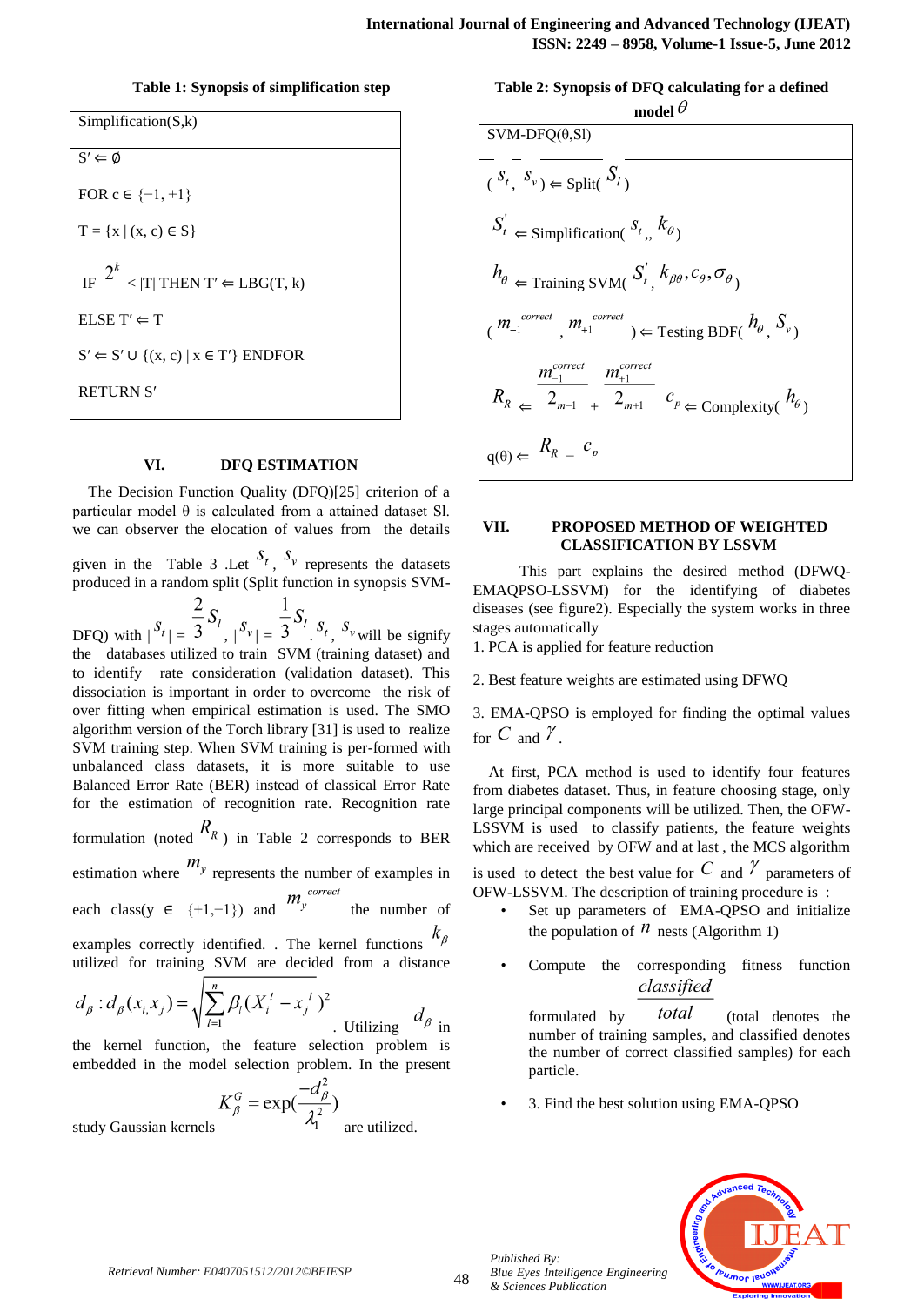**Table 1: Synopsis of simplification step**

| Simplification(S,k) |
|---|
| $S' \Leftarrow \emptyset$<br><br>FOR c ∈ {−1, +1}<br><br>T = {x \| (x, c) ∈ S}<br><br>IF $2^k$ < \|T\| THEN T′ ⇐ LBG(T, k)<br><br>ELSE T′ ⇐ T<br><br>S′ ⇐ S′ ∪ {(x, c) \| x ∈ T′} ENDFOR<br><br>RETURN S′ |

## VI. DFQ ESTIMATION

The Decision Function Quality (DFQ)[25] criterion of a particular model θ is calculated from a attained dataset Sl. we can observer the elocation of values from the details given in the Table 3 .Let $S_t$, $S_v$ represents the datasets produced in a random split (Split function in synopsis SVM-DFQ) with $|S_t| = \frac{2}{3}S_l$, $|S_v| = \frac{1}{3}S_l$. $S_t$, $S_v$ will be signify the databases utilized to train SVM (training dataset) and to identify rate consideration (validation dataset). This dissociation is important in order to overcome the risk of over fitting when empirical estimation is used. The SMO algorithm version of the Torch library [31] is used to realize SVM training step. When SVM training is per-formed with unbalanced class datasets, it is more suitable to use Balanced Error Rate (BER) instead of classical Error Rate for the estimation of recognition rate. Recognition rate formulation (noted $R_R$) in Table 2 corresponds to BER estimation where $m_y$ represents the number of examples in each class(y ∈ {+1,−1}) and $m_y^{correct}$ the number of examples correctly identified. . The kernel functions $k_\beta$ utilized for training SVM are decided from a distance $d_\beta : d_\beta(x_i, x_j) = \sqrt{\sum_{l=1}^{n} \beta_l (X_i^l - x_j^l)^2}$. Utilizing $d_\beta$ in the kernel function, the feature selection problem is embedded in the model selection problem. In the present study Gaussian kernels $K_\beta^G = \exp(\frac{-d_\beta^2}{\lambda_1^2})$ are utilized.

**Table 2: Synopsis of DFQ calculating for a defined model $\theta$**

| SVM-DFQ(θ,Sl) |
|---|
| $(S_t, S_v) \Leftarrow$ Split($S_l$)<br><br>$S_t' \Leftarrow$ Simplification($S_t$, $k_\theta$)<br><br>$h_\theta \Leftarrow$ Training SVM($S_t'$, $k_{\beta\theta}, c_\theta, \sigma_\theta$)<br><br>$(m_{-1}^{correct}, m_{+1}^{correct}) \Leftarrow$ Testing BDF($h_\theta$, $S_v$)<br><br>$R_R \Leftarrow \frac{m_{-1}^{correct}}{2_{m-1}} + \frac{m_{+1}^{correct}}{2_{m+1}}$ $c_p \Leftarrow$ Complexity($h_\theta$)<br><br>q(θ) ⇐ $R_R - c_p$ |

## VII. PROPOSED METHOD OF WEIGHTED CLASSIFICATION BY LSSVM

This part explains the desired method (DFWQ-EMAQPSO-LSSVM) for the identifying of diabetes diseases (see figure2). Especially the system works in three stages automatically

1. PCA is applied for feature reduction

2. Best feature weights are estimated using DFWQ

3. EMA-QPSO is employed for finding the optimal values for $C$ and $\gamma$.

At first, PCA method is used to identify four features from diabetes dataset. Thus, in feature choosing stage, only large principal components will be utilized. Then, the OFW-LSSVM is used to classify patients, the feature weights which are received by OFW and at last , the MCS algorithm is used to detect the best value for $C$ and $\gamma$ parameters of OFW-LSSVM. The description of training procedure is :

- Set up parameters of EMA-QPSO and initialize the population of $n$ nests (Algorithm 1)
- Compute the corresponding fitness function formulated by $\frac{classified}{total}$ (total denotes the number of training samples, and classified denotes the number of correct classified samples) for each particle.
- 3. Find the best solution using EMA-QPSO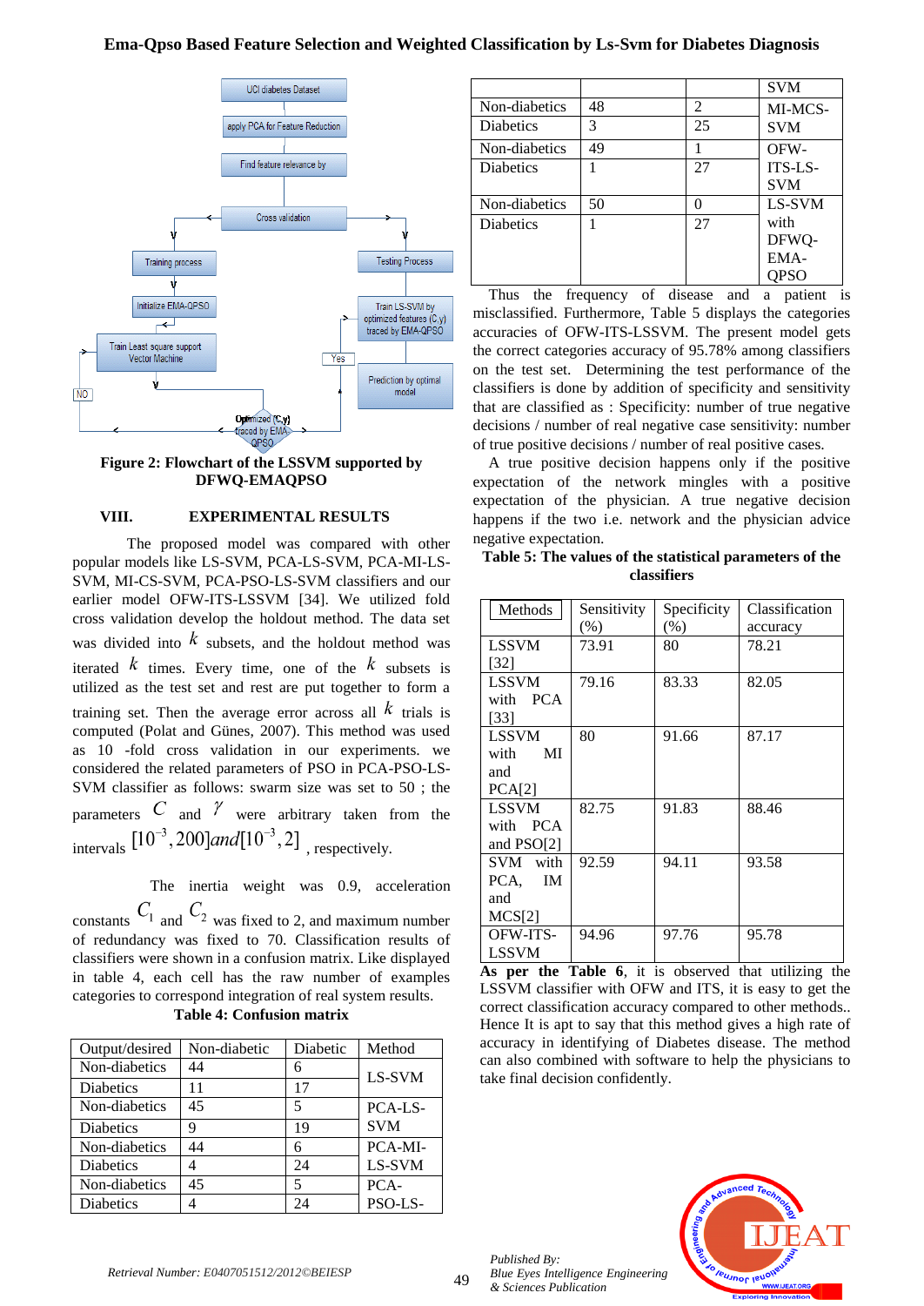UCI diabetes Dataset

apply PCA for Feature Reduction

Find feature relevance by

Cross validation

Training process

Testing Process

Initialize EMA-QPSO

Train LS-SVM by optimized features (C,y) traced by EMA-QPSO

Train Least square support Vector Machine

Yes

Prediction by optimal model

NO

Optimized (C,y) traced by EMA-QPSO

**Figure 2: Flowchart of the LSSVM supported by DFWQ-EMAQPSO**

## VIII. EXPERIMENTAL RESULTS

The proposed model was compared with other popular models like LS-SVM, PCA-LS-SVM, PCA-MI-LS-SVM, MI-CS-SVM, PCA-PSO-LS-SVM classifiers and our earlier model OFW-ITS-LSSVM [34]. We utilized fold cross validation develop the holdout method. The data set was divided into $k$ subsets, and the holdout method was iterated $k$ times. Every time, one of the $k$ subsets is utilized as the test set and rest are put together to form a training set. Then the average error across all $k$ trials is computed (Polat and Günes, 2007). This method was used as 10 -fold cross validation in our experiments. we considered the related parameters of PSO in PCA-PSO-LS-SVM classifier as follows: swarm size was set to 50 ; the parameters $C$ and $\gamma$ were arbitrary taken from the intervals $[10^{-3}, 200] and [10^{-3}, 2]$ , respectively.

The inertia weight was 0.9, acceleration constants $C_1$ and $C_2$ was fixed to 2, and maximum number of redundancy was fixed to 70. Classification results of classifiers were shown in a confusion matrix. Like displayed in table 4, each cell has the raw number of examples categories to correspond integration of real system results.

**Table 4: Confusion matrix**

| Output/desired | Non-diabetic | Diabetic | Method |
|---|---|---|---|
| Non-diabetics | 44 | 6 | LS-SVM |
| Diabetics | 11 | 17 | |
| Non-diabetics | 45 | 5 | PCA-LS-SVM |
| Diabetics | 9 | 19 | |
| Non-diabetics | 44 | 6 | PCA-MI-LS-SVM |
| Diabetics | 4 | 24 | |
| Non-diabetics | 45 | 5 | PCA-PSO-LS-SVM |
| Diabetics | 4 | 24 | |
| Non-diabetics | 48 | 2 | MI-MCS-SVM |
| Diabetics | 3 | 25 | |
| Non-diabetics | 49 | 1 | OFW-ITS-LS-SVM |
| Diabetics | 1 | 27 | |
| Non-diabetics | 50 | 0 | LS-SVM with DFWQ-EMA-QPSO |
| Diabetics | 1 | 27 | |

Thus the frequency of disease and a patient is misclassified. Furthermore, Table 5 displays the categories accuracies of OFW-ITS-LSSVM. The present model gets the correct categories accuracy of 95.78% among classifiers on the test set. Determining the test performance of the classifiers is done by addition of specificity and sensitivity that are classified as : Specificity: number of true negative decisions / number of real negative case sensitivity: number of true positive decisions / number of real positive cases.

A true positive decision happens only if the positive expectation of the network mingles with a positive expectation of the physician. A true negative decision happens if the two i.e. network and the physician advice negative expectation.

**Table 5: The values of the statistical parameters of the classifiers**

| Methods | Sensitivity (%) | Specificity (%) | Classification accuracy |
|---|---|---|---|
| LSSVM [32] | 73.91 | 80 | 78.21 |
| LSSVM with PCA [33] | 79.16 | 83.33 | 82.05 |
| LSSVM with MI and PCA[2] | 80 | 91.66 | 87.17 |
| LSSVM with PCA and PSO[2] | 82.75 | 91.83 | 88.46 |
| SVM with PCA, IM and MCS[2] | 92.59 | 94.11 | 93.58 |
| OFW-ITS-LSSVM | 94.96 | 97.76 | 95.78 |

**As per the Table 6**, it is observed that utilizing the LSSVM classifier with OFW and ITS, it is easy to get the correct classification accuracy compared to other methods.. Hence It is apt to say that this method gives a high rate of accuracy in identifying of Diabetes disease. The method can also combined with software to help the physicians to take final decision confidently.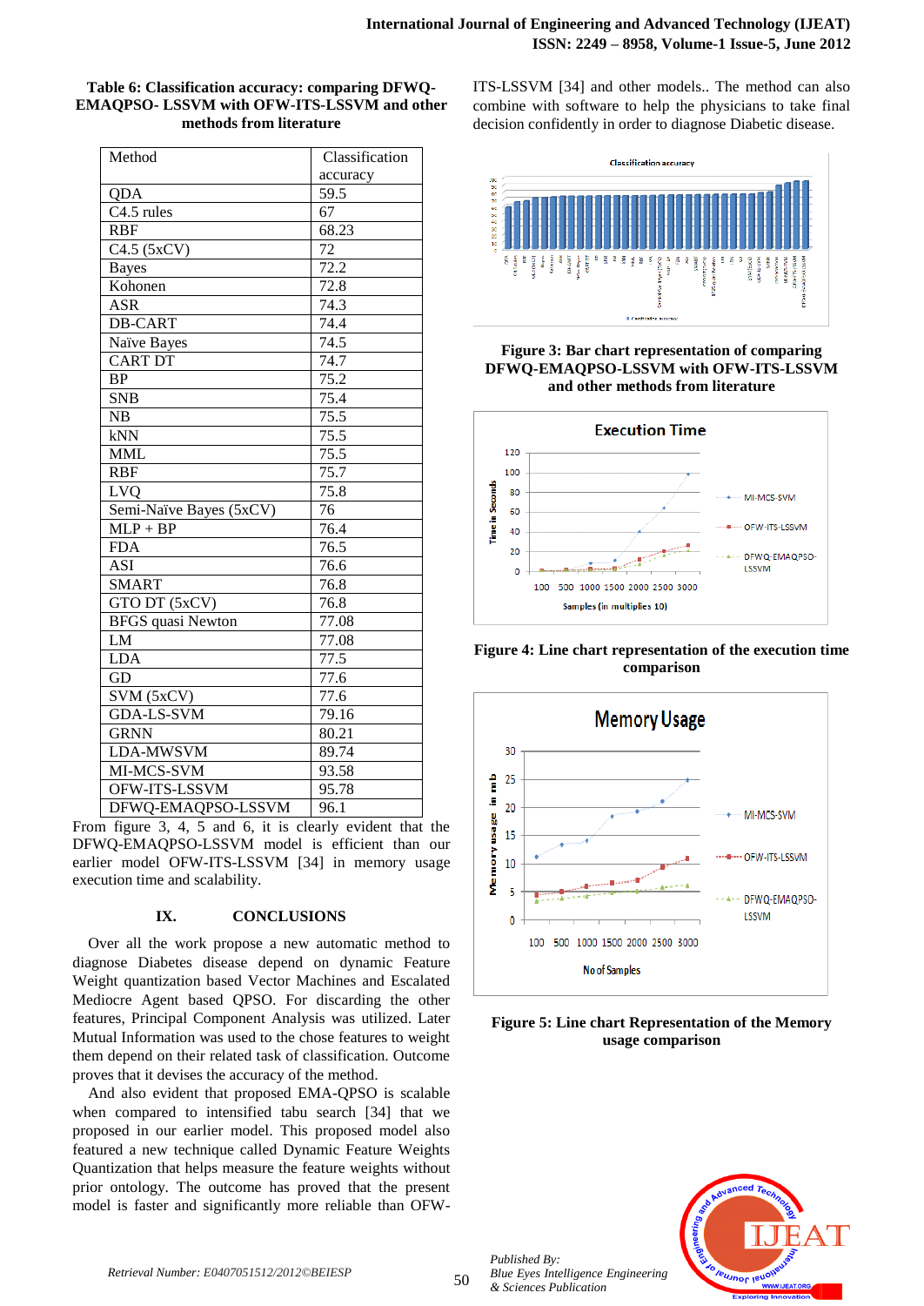**Table 6: Classification accuracy: comparing DFWQ-EMAQPSO- LSSVM with OFW-ITS-LSSVM and other methods from literature**

| Method | Classification accuracy |
|---|---|
| QDA | 59.5 |
| C4.5 rules | 67 |
| RBF | 68.23 |
| C4.5 (5xCV) | 72 |
| Bayes | 72.2 |
| Kohonen | 72.8 |
| ASR | 74.3 |
| DB-CART | 74.4 |
| Naïve Bayes | 74.5 |
| CART DT | 74.7 |
| BP | 75.2 |
| SNB | 75.4 |
| NB | 75.5 |
| kNN | 75.5 |
| MML | 75.5 |
| RBF | 75.7 |
| LVQ | 75.8 |
| Semi-Naïve Bayes (5xCV) | 76 |
| MLP + BP | 76.4 |
| FDA | 76.5 |
| ASI | 76.6 |
| SMART | 76.8 |
| GTO DT (5xCV) | 76.8 |
| BFGS quasi Newton | 77.08 |
| LM | 77.08 |
| LDA | 77.5 |
| GD | 77.6 |
| SVM (5xCV) | 77.6 |
| GDA-LS-SVM | 79.16 |
| GRNN | 80.21 |
| LDA-MWSVM | 89.74 |
| MI-MCS-SVM | 93.58 |
| OFW-ITS-LSSVM | 95.78 |
| DFWQ-EMAQPSO-LSSVM | 96.1 |

From figure 3, 4, 5 and 6, it is clearly evident that the DFWQ-EMAQPSO-LSSVM model is efficient than our earlier model OFW-ITS-LSSVM [34] in memory usage execution time and scalability.

## IX. CONCLUSIONS

Over all the work propose a new automatic method to diagnose Diabetes disease depend on dynamic Feature Weight quantization based Vector Machines and Escalated Mediocre Agent based QPSO. For discarding the other features, Principal Component Analysis was utilized. Later Mutual Information was used to the chose features to weight them depend on their related task of classification. Outcome proves that it devises the accuracy of the method.

And also evident that proposed EMA-QPSO is scalable when compared to intensified tabu search [34] that we proposed in our earlier model. This proposed model also featured a new technique called Dynamic Feature Weights Quantization that helps measure the feature weights without prior ontology. The outcome has proved that the present model is faster and significantly more reliable than OFW-ITS-LSSVM [34] and other models.. The method can also combine with software to help the physicians to take final decision confidently in order to diagnose Diabetic disease.

**Figure 3: Bar chart representation of comparing DFWQ-EMAQPSO-LSSVM with OFW-ITS-LSSVM and other methods from literature**

**Figure 4: Line chart representation of the execution time comparison**

**Figure 5: Line Chart Representation of the Memory usage comparison**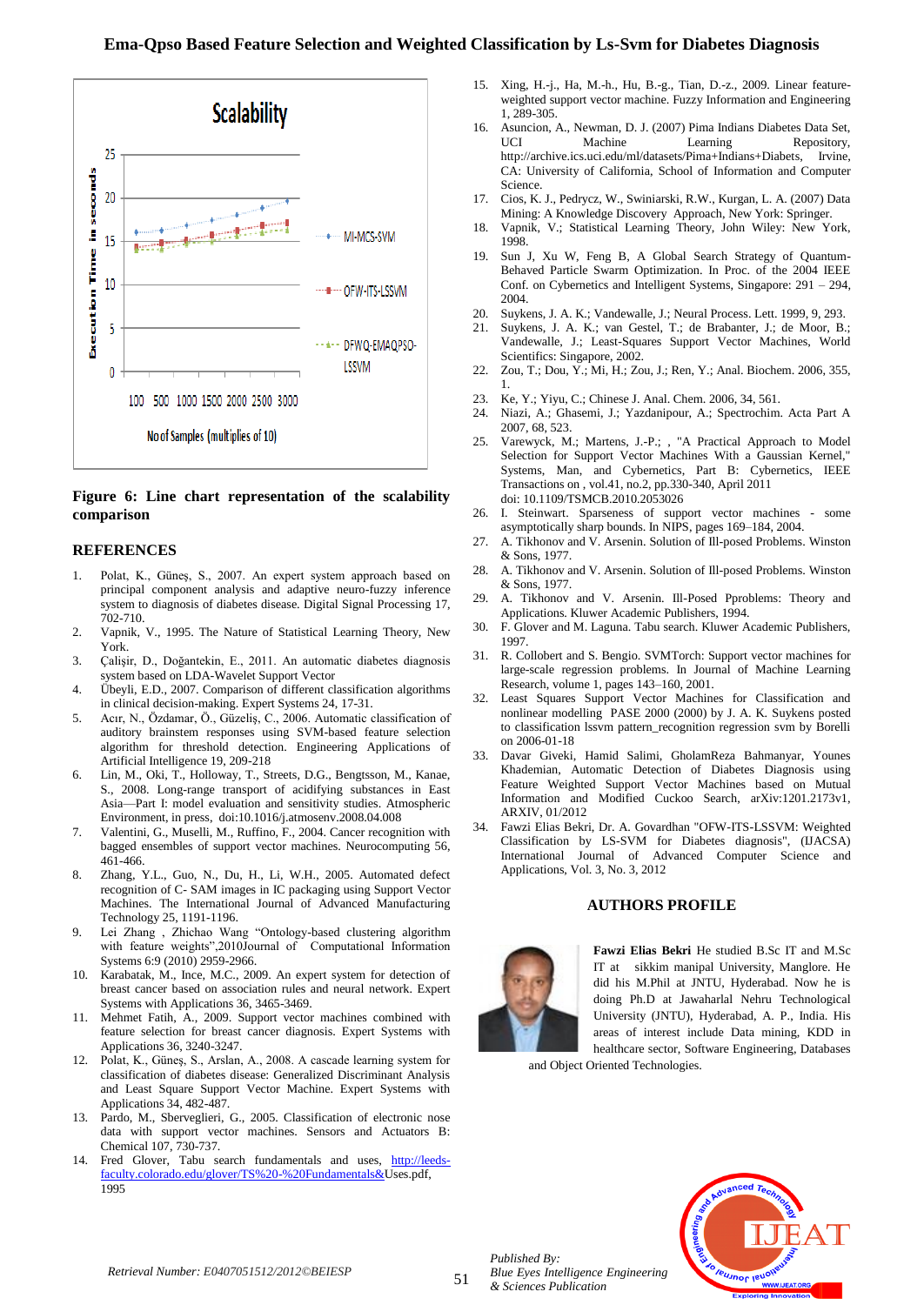Figure 6: Line chart representation of the scalability comparison

## REFERENCES

1. Polat, K., Güneş, S., 2007. An expert system approach based on principal component analysis and adaptive neuro-fuzzy inference system to diagnosis of diabetes disease. Digital Signal Processing 17, 702-710.
2. Vapnik, V., 1995. The Nature of Statistical Learning Theory, New York.
3. Çalişir, D., Doğantekin, E., 2011. An automatic diabetes diagnosis system based on LDA-Wavelet Support Vector
4. Übeyli, E.D., 2007. Comparison of different classification algorithms in clinical decision-making. Expert Systems 24, 17-31.
5. Acır, N., Özdamar, Ö., Güzeliş, C., 2006. Automatic classification of auditory brainstem responses using SVM-based feature selection algorithm for threshold detection. Engineering Applications of Artificial Intelligence 19, 209-218
6. Lin, M., Oki, T., Holloway, T., Streets, D.G., Bengtsson, M., Kanae, S., 2008. Long-range transport of acidifying substances in East Asia—Part I: model evaluation and sensitivity studies. Atmospheric Environment, in press, doi:10.1016/j.atmosenv.2008.04.008
7. Valentini, G., Muselli, M., Ruffino, F., 2004. Cancer recognition with bagged ensembles of support vector machines. Neurocomputing 56, 461-466.
8. Zhang, Y.L., Guo, N., Du, H., Li, W.H., 2005. Automated defect recognition of C- SAM images in IC packaging using Support Vector Machines. The International Journal of Advanced Manufacturing Technology 25, 1191-1196.
9. Lei Zhang , Zhichao Wang "Ontology-based clustering algorithm with feature weights",2010Journal of Computational Information Systems 6:9 (2010) 2959-2966.
10. Karabatak, M., Ince, M.C., 2009. An expert system for detection of breast cancer based on association rules and neural network. Expert Systems with Applications 36, 3465-3469.
11. Mehmet Fatih, A., 2009. Support vector machines combined with feature selection for breast cancer diagnosis. Expert Systems with Applications 36, 3240-3247.
12. Polat, K., Güneş, S., Arslan, A., 2008. A cascade learning system for classification of diabetes disease: Generalized Discriminant Analysis and Least Square Support Vector Machine. Expert Systems with Applications 34, 482-487.
13. Pardo, M., Sberveglieri, G., 2005. Classification of electronic nose data with support vector machines. Sensors and Actuators B: Chemical 107, 730-737.
14. Fred Glover, Tabu search fundamentals and uses, http://leeds-faculty.colorado.edu/glover/TS%20-%20Fundamentals&Uses.pdf, 1995
15. Xing, H.-j., Ha, M.-h., Hu, B.-g., Tian, D.-z., 2009. Linear feature-weighted support vector machine. Fuzzy Information and Engineering 1, 289-305.
16. Asuncion, A., Newman, D. J. (2007) Pima Indians Diabetes Data Set, UCI Machine Learning Repository, http://archive.ics.uci.edu/ml/datasets/Pima+Indians+Diabets, Irvine, CA: University of California, School of Information and Computer Science.
17. Cios, K. J., Pedrycz, W., Swiniarski, R.W., Kurgan, L. A. (2007) Data Mining: A Knowledge Discovery Approach, New York: Springer.
18. Vapnik, V.; Statistical Learning Theory, John Wiley: New York, 1998.
19. Sun J, Xu W, Feng B, A Global Search Strategy of Quantum-Behaved Particle Swarm Optimization. In Proc. of the 2004 IEEE Conf. on Cybernetics and Intelligent Systems, Singapore: 291 – 294, 2004.
20. Suykens, J. A. K.; Vandewalle, J.; Neural Process. Lett. 1999, 9, 293.
21. Suykens, J. A. K.; van Gestel, T.; de Brabanter, J.; de Moor, B.; Vandewalle, J.; Least-Squares Support Vector Machines, World Scientifics: Singapore, 2002.
22. Zou, T.; Dou, Y.; Mi, H.; Zou, J.; Ren, Y.; Anal. Biochem. 2006, 355, 1.
23. Ke, Y.; Yiyu, C.; Chinese J. Anal. Chem. 2006, 34, 561.
24. Niazi, A.; Ghasemi, J.; Yazdanipour, A.; Spectrochim. Acta Part A 2007, 68, 523.
25. Varewyck, M.; Martens, J.-P.; , "A Practical Approach to Model Selection for Support Vector Machines With a Gaussian Kernel," Systems, Man, and Cybernetics, Part B: Cybernetics, IEEE Transactions on , vol.41, no.2, pp.330-340, April 2011 doi: 10.1109/TSMCB.2010.2053026
26. I. Steinwart. Sparseness of support vector machines - some asymptotically sharp bounds. In NIPS, pages 169–184, 2004.
27. A. Tikhonov and V. Arsenin. Solution of Ill-posed Problems. Winston & Sons, 1977.
28. A. Tikhonov and V. Arsenin. Solution of Ill-posed Problems. Winston & Sons, 1977.
29. A. Tikhonov and V. Arsenin. Ill-Posed Pproblems: Theory and Applications. Kluwer Academic Publishers, 1994.
30. F. Glover and M. Laguna. Tabu search. Kluwer Academic Publishers, 1997.
31. R. Collobert and S. Bengio. SVMTorch: Support vector machines for large-scale regression problems. In Journal of Machine Learning Research, volume 1, pages 143–160, 2001.
32. Least Squares Support Vector Machines for Classification and nonlinear modelling PASE 2000 (2000) by J. A. K. Suykens posted to classification lssvm pattern_recognition regression svm by Borelli on 2006-01-18
33. Davar Giveki, Hamid Salimi, GholamReza Bahmanyar, Younes Khademian, Automatic Detection of Diabetes Diagnosis using Feature Weighted Support Vector Machines based on Mutual Information and Modified Cuckoo Search, arXiv:1201.2173v1, ARXIV, 01/2012
34. Fawzi Elias Bekri, Dr. A. Govardhan "OFW-ITS-LSSVM: Weighted Classification by LS-SVM for Diabetes diagnosis", (IJACSA) International Journal of Advanced Computer Science and Applications, Vol. 3, No. 3, 2012

## AUTHORS PROFILE

**Fawzi Elias Bekri** He studied B.Sc IT and M.Sc IT at sikkim manipal University, Manglore. He did his M.Phil at JNTU, Hyderabad. Now he is doing Ph.D at Jawaharlal Nehru Technological University (JNTU), Hyderabad, A. P., India. His areas of interest include Data mining, KDD in healthcare sector, Software Engineering, Databases and Object Oriented Technologies.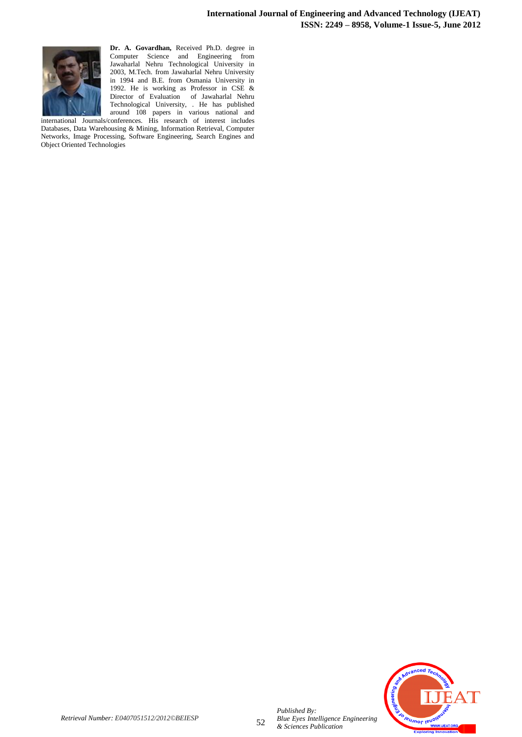**Dr. A. Govardhan,** Received Ph.D. degree in Computer Science and Engineering from Jawaharlal Nehru Technological University in 2003, M.Tech. from Jawaharlal Nehru University in 1994 and B.E. from Osmania University in 1992. He is working as Professor in CSE & Director of Evaluation of Jawaharlal Nehru Technological University, . He has published around 108 papers in various national and international Journals/conferences. His research of interest includes Databases, Data Warehousing & Mining, Information Retrieval, Computer Networks, Image Processing, Software Engineering, Search Engines and Object Oriented Technologies